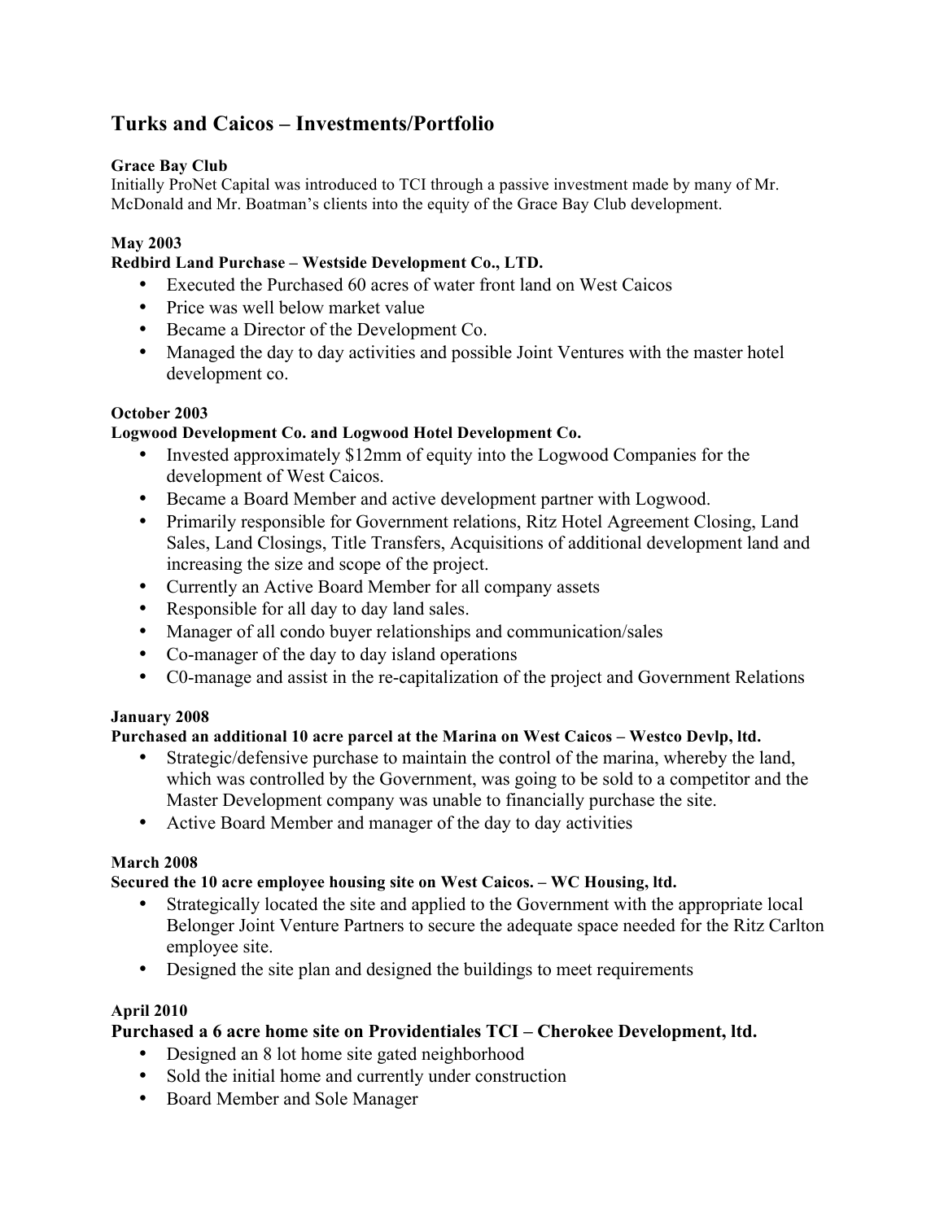## Turks and Caicos – Investments/Portfolio

**Grace Bay Club**
Initially ProNet Capital was introduced to TCI through a passive investment made by many of Mr. McDonald and Mr. Boatman's clients into the equity of the Grace Bay Club development.

**May 2003**
**Redbird Land Purchase – Westside Development Co., LTD.**

- Executed the Purchased 60 acres of water front land on West Caicos
- Price was well below market value
- Became a Director of the Development Co.
- Managed the day to day activities and possible Joint Ventures with the master hotel development co.

**October 2003**
**Logwood Development Co. and Logwood Hotel Development Co.**

- Invested approximately $12mm of equity into the Logwood Companies for the development of West Caicos.
- Became a Board Member and active development partner with Logwood.
- Primarily responsible for Government relations, Ritz Hotel Agreement Closing, Land Sales, Land Closings, Title Transfers, Acquisitions of additional development land and increasing the size and scope of the project.
- Currently an Active Board Member for all company assets
- Responsible for all day to day land sales.
- Manager of all condo buyer relationships and communication/sales
- Co-manager of the day to day island operations
- C0-manage and assist in the re-capitalization of the project and Government Relations

**January 2008**
**Purchased an additional 10 acre parcel at the Marina on West Caicos – Westco Devlp, ltd.**

- Strategic/defensive purchase to maintain the control of the marina, whereby the land, which was controlled by the Government, was going to be sold to a competitor and the Master Development company was unable to financially purchase the site.
- Active Board Member and manager of the day to day activities

**March 2008**
**Secured the 10 acre employee housing site on West Caicos. – WC Housing, ltd.**

- Strategically located the site and applied to the Government with the appropriate local Belonger Joint Venture Partners to secure the adequate space needed for the Ritz Carlton employee site.
- Designed the site plan and designed the buildings to meet requirements

**April 2010**
**Purchased a 6 acre home site on Providentiales TCI – Cherokee Development, ltd.**

- Designed an 8 lot home site gated neighborhood
- Sold the initial home and currently under construction
- Board Member and Sole Manager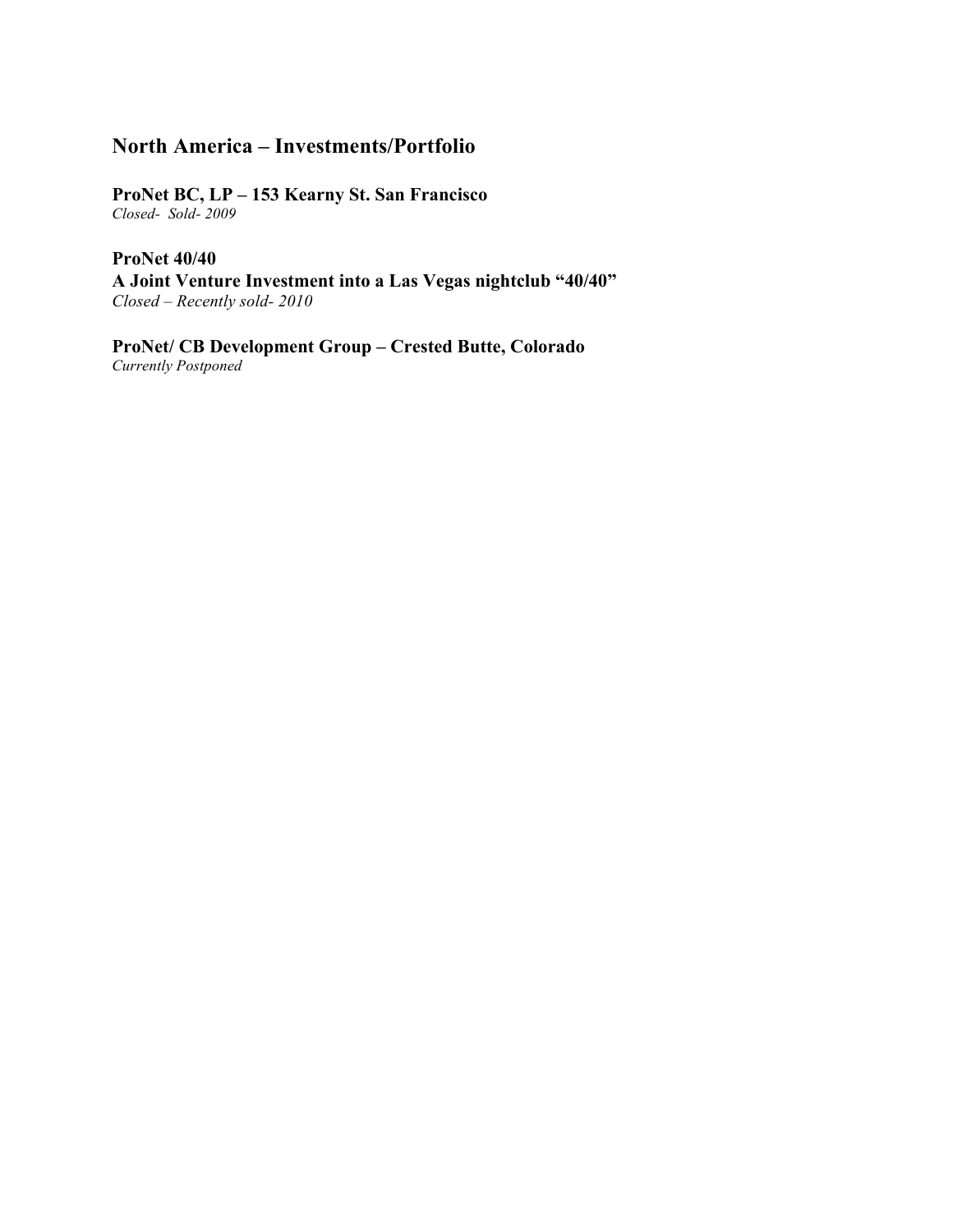## North America – Investments/Portfolio

**ProNet BC, LP – 153 Kearny St. San Francisco**
*Closed- Sold- 2009*

**ProNet 40/40**
**A Joint Venture Investment into a Las Vegas nightclub "40/40"**
*Closed – Recently sold- 2010*

**ProNet/ CB Development Group – Crested Butte, Colorado**
*Currently Postponed*